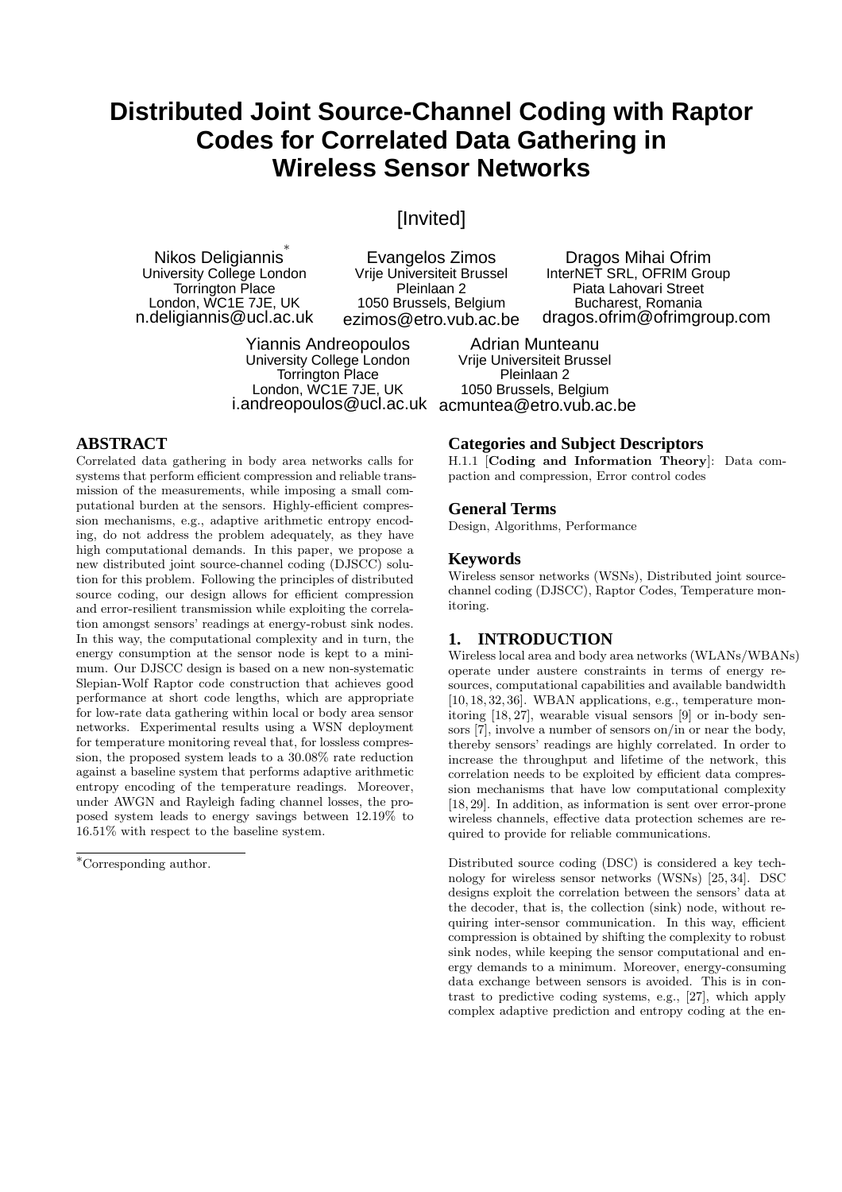# Distributed Joint Source-Channel Coding with Raptor Codes for Correlated Data Gathering in Wireless Sensor Networks

[Invited]

Nikos Deligiannis[*]
University College London
Torrington Place
London, WC1E 7JE, UK
n.deligiannis@ucl.ac.uk

Evangelos Zimos
Vrije Universiteit Brussel
Pleinlaan 2
1050 Brussels, Belgium
ezimos@etro.vub.ac.be

Dragos Mihai Ofrim
InterNET SRL, OFRIM Group
Piata Lahovari Street
Bucharest, Romania
dragos.ofrim@ofrimgroup.com

Yiannis Andreopoulos
University College London
Torrington Place
London, WC1E 7JE, UK
i.andreopoulos@ucl.ac.uk

Adrian Munteanu
Vrije Universiteit Brussel
Pleinlaan 2
1050 Brussels, Belgium
acmuntea@etro.vub.ac.be

## ABSTRACT

Correlated data gathering in body area networks calls for systems that perform efficient compression and reliable transmission of the measurements, while imposing a small computational burden at the sensors. Highly-efficient compression mechanisms, e.g., adaptive arithmetic entropy encoding, do not address the problem adequately, as they have high computational demands. In this paper, we propose a new distributed joint source-channel coding (DJSCC) solution for this problem. Following the principles of distributed source coding, our design allows for efficient compression and error-resilient transmission while exploiting the correlation amongst sensors' readings at energy-robust sink nodes. In this way, the computational complexity and in turn, the energy consumption at the sensor node is kept to a minimum. Our DJSCC design is based on a new non-systematic Slepian-Wolf Raptor code construction that achieves good performance at short code lengths, which are appropriate for low-rate data gathering within local or body area sensor networks. Experimental results using a WSN deployment for temperature monitoring reveal that, for lossless compression, the proposed system leads to a 30.08% rate reduction against a baseline system that performs adaptive arithmetic entropy encoding of the temperature readings. Moreover, under AWGN and Rayleigh fading channel losses, the proposed system leads to energy savings between 12.19% to 16.51% with respect to the baseline system.

[*]Corresponding author.

## Categories and Subject Descriptors

H.1.1 [**Coding and Information Theory**]: Data compaction and compression, Error control codes

## General Terms

Design, Algorithms, Performance

## Keywords

Wireless sensor networks (WSNs), Distributed joint source-channel coding (DJSCC), Raptor Codes, Temperature monitoring.

## 1. INTRODUCTION

Wireless local area and body area networks (WLANs/WBANs) operate under austere constraints in terms of energy resources, computational capabilities and available bandwidth [10, 18, 32, 36]. WBAN applications, e.g., temperature monitoring [18, 27], wearable visual sensors [9] or in-body sensors [7], involve a number of sensors on/in or near the body, thereby sensors' readings are highly correlated. In order to increase the throughput and lifetime of the network, this correlation needs to be exploited by efficient data compression mechanisms that have low computational complexity [18, 29]. In addition, as information is sent over error-prone wireless channels, effective data protection schemes are required to provide for reliable communications.

Distributed source coding (DSC) is considered a key technology for wireless sensor networks (WSNs) [25, 34]. DSC designs exploit the correlation between the sensors' data at the decoder, that is, the collection (sink) node, without requiring inter-sensor communication. In this way, efficient compression is obtained by shifting the complexity to robust sink nodes, while keeping the sensor computational and energy demands to a minimum. Moreover, energy-consuming data exchange between sensors is avoided. This is in contrast to predictive coding systems, e.g., [27], which apply complex adaptive prediction and entropy coding at the en-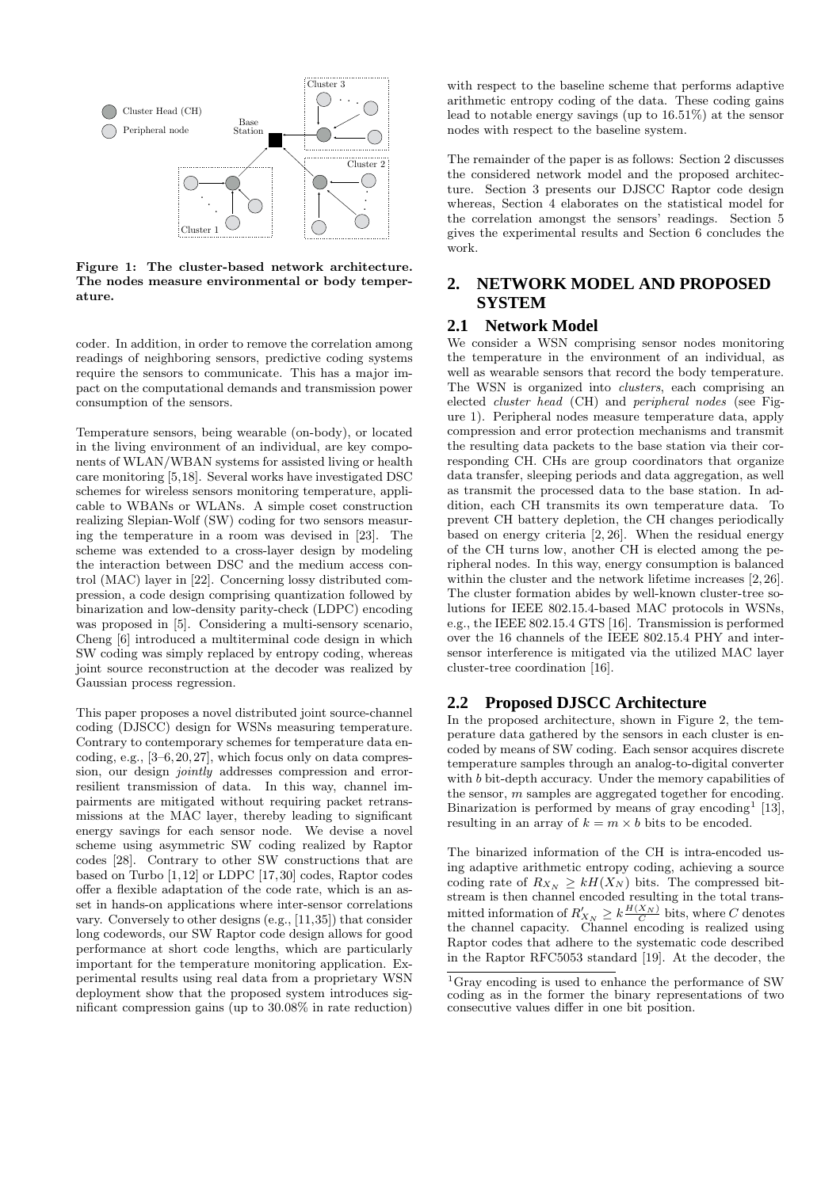Figure 1: The cluster-based network architecture. The nodes measure environmental or body temperature.

coder. In addition, in order to remove the correlation among readings of neighboring sensors, predictive coding systems require the sensors to communicate. This has a major impact on the computational demands and transmission power consumption of the sensors.

Temperature sensors, being wearable (on-body), or located in the living environment of an individual, are key components of WLAN/WBAN systems for assisted living or health care monitoring [5,18]. Several works have investigated DSC schemes for wireless sensors monitoring temperature, applicable to WBANs or WLANs. A simple coset construction realizing Slepian-Wolf (SW) coding for two sensors measuring the temperature in a room was devised in [23]. The scheme was extended to a cross-layer design by modeling the interaction between DSC and the medium access control (MAC) layer in [22]. Concerning lossy distributed compression, a code design comprising quantization followed by binarization and low-density parity-check (LDPC) encoding was proposed in [5]. Considering a multi-sensory scenario, Cheng [6] introduced a multiterminal code design in which SW coding was simply replaced by entropy coding, whereas joint source reconstruction at the decoder was realized by Gaussian process regression.

This paper proposes a novel distributed joint source-channel coding (DJSCC) design for WSNs measuring temperature. Contrary to contemporary schemes for temperature data encoding, e.g., [3–6,20,27], which focus only on data compression, our design *jointly* addresses compression and error-resilient transmission of data. In this way, channel impairments are mitigated without requiring packet retransmissions at the MAC layer, thereby leading to significant energy savings for each sensor node. We devise a novel scheme using asymmetric SW coding realized by Raptor codes [28]. Contrary to other SW constructions that are based on Turbo [1,12] or LDPC [17,30] codes, Raptor codes offer a flexible adaptation of the code rate, which is an asset in hands-on applications where inter-sensor correlations vary. Conversely to other designs (e.g., [11,35]) that consider long codewords, our SW Raptor code design allows for good performance at short code lengths, which are particularly important for the temperature monitoring application. Experimental results using real data from a proprietary WSN deployment show that the proposed system introduces significant compression gains (up to 30.08% in rate reduction) with respect to the baseline scheme that performs adaptive arithmetic entropy coding of the data. These coding gains lead to notable energy savings (up to 16.51%) at the sensor nodes with respect to the baseline system.

The remainder of the paper is as follows: Section 2 discusses the considered network model and the proposed architecture. Section 3 presents our DJSCC Raptor code design whereas, Section 4 elaborates on the statistical model for the correlation amongst the sensors' readings. Section 5 gives the experimental results and Section 6 concludes the work.

## 2. NETWORK MODEL AND PROPOSED SYSTEM

### 2.1 Network Model

We consider a WSN comprising sensor nodes monitoring the temperature in the environment of an individual, as well as wearable sensors that record the body temperature. The WSN is organized into *clusters*, each comprising an elected *cluster head* (CH) and *peripheral nodes* (see Figure 1). Peripheral nodes measure temperature data, apply compression and error protection mechanisms and transmit the resulting data packets to the base station via their corresponding CH. CHs are group coordinators that organize data transfer, sleeping periods and data aggregation, as well as transmit the processed data to the base station. In addition, each CH transmits its own temperature data. To prevent CH battery depletion, the CH changes periodically based on energy criteria [2,26]. When the residual energy of the CH turns low, another CH is elected among the peripheral nodes. In this way, energy consumption is balanced within the cluster and the network lifetime increases [2,26]. The cluster formation abides by well-known cluster-tree solutions for IEEE 802.15.4-based MAC protocols in WSNs, e.g., the IEEE 802.15.4 GTS [16]. Transmission is performed over the 16 channels of the IEEE 802.15.4 PHY and inter-sensor interference is mitigated via the utilized MAC layer cluster-tree coordination [16].

### 2.2 Proposed DJSCC Architecture

In the proposed architecture, shown in Figure 2, the temperature data gathered by the sensors in each cluster is encoded by means of SW coding. Each sensor acquires discrete temperature samples through an analog-to-digital converter with $b$ bit-depth accuracy. Under the memory capabilities of the sensor, $m$ samples are aggregated together for encoding. Binarization is performed by means of gray encoding[1] [13], resulting in an array of $k = m \times b$ bits to be encoded.

The binarized information of the CH is intra-encoded using adaptive arithmetic entropy coding, achieving a source coding rate of $R_{X_N} \geq kH(X_N)$ bits. The compressed bitstream is then channel encoded resulting in the total transmitted information of $R'_{X_N} \geq k\frac{H(X_N)}{C}$ bits, where $C$ denotes the channel capacity. Channel encoding is realized using Raptor codes that adhere to the systematic code described in the Raptor RFC5053 standard [19]. At the decoder, the

[1] Gray encoding is used to enhance the performance of SW coding as in the former the binary representations of two consecutive values differ in one bit position.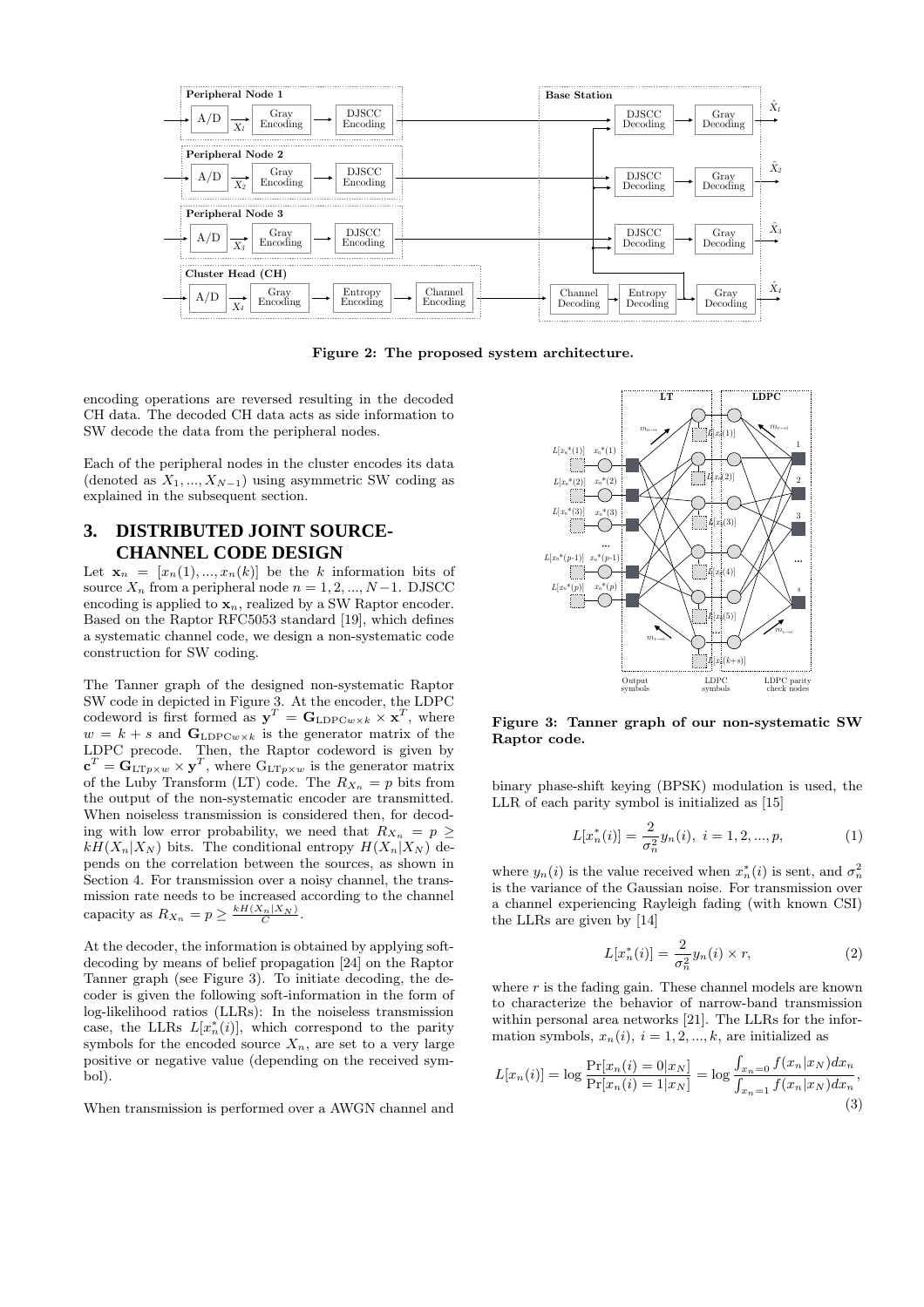Figure 2: The proposed system architecture.

encoding operations are reversed resulting in the decoded CH data. The decoded CH data acts as side information to SW decode the data from the peripheral nodes.

Each of the peripheral nodes in the cluster encodes its data (denoted as $X_1, ..., X_{N-1}$) using asymmetric SW coding as explained in the subsequent section.

## 3. DISTRIBUTED JOINT SOURCE-CHANNEL CODE DESIGN

Let $\mathbf{x}_n = [x_n(1), ..., x_n(k)]$ be the $k$ information bits of source $X_n$ from a peripheral node $n = 1, 2, ..., N-1$. DJSCC encoding is applied to $\mathbf{x}_n$, realized by a SW Raptor encoder. Based on the Raptor RFC5053 standard [19], which defines a systematic channel code, we design a non-systematic code construction for SW coding.

The Tanner graph of the designed non-systematic Raptor SW code in depicted in Figure 3. At the encoder, the LDPC codeword is first formed as $\mathbf{y}^T = \mathbf{G}_{\text{LDPC}w\times k} \times \mathbf{x}^T$, where $w = k + s$ and $\mathbf{G}_{\text{LDPC}w\times k}$ is the generator matrix of the LDPC precode. Then, the Raptor codeword is given by $\mathbf{c}^T = \mathbf{G}_{\text{LT}p\times w} \times \mathbf{y}^T$, where $\text{G}_{\text{LT}p\times w}$ is the generator matrix of the Luby Transform (LT) code. The $R_{X_n} = p$ bits from the output of the non-systematic encoder are transmitted. When noiseless transmission is considered then, for decoding with low error probability, we need that $R_{X_n} = p \geq kH(X_n|X_N)$ bits. The conditional entropy $H(X_n|X_N)$ depends on the correlation between the sources, as shown in Section 4. For transmission over a noisy channel, the transmission rate needs to be increased according to the channel capacity as $R_{X_n} = p \geq \frac{kH(X_n|X_N)}{C}$.

At the decoder, the information is obtained by applying soft-decoding by means of belief propagation [24] on the Raptor Tanner graph (see Figure 3). To initiate decoding, the decoder is given the following soft-information in the form of log-likelihood ratios (LLRs): In the noiseless transmission case, the LLRs $L[x_n^*(i)]$, which correspond to the parity symbols for the encoded source $X_n$, are set to a very large positive or negative value (depending on the received symbol).

When transmission is performed over a AWGN channel and

Figure 3: Tanner graph of our non-systematic SW Raptor code.

binary phase-shift keying (BPSK) modulation is used, the LLR of each parity symbol is initialized as [15]

$$L[x_n^*(i)] = \frac{2}{\sigma_n^2} y_n(i), \; i = 1, 2, ..., p, \tag{1}$$

where $y_n(i)$ is the value received when $x_n^*(i)$ is sent, and $\sigma_n^2$ is the variance of the Gaussian noise. For transmission over a channel experiencing Rayleigh fading (with known CSI) the LLRs are given by [14]

$$L[x_n^*(i)] = \frac{2}{\sigma_n^2} y_n(i) \times r, \tag{2}$$

where $r$ is the fading gain. These channel models are known to characterize the behavior of narrow-band transmission within personal area networks [21]. The LLRs for the information symbols, $x_n(i)$, $i = 1, 2, ..., k$, are initialized as

$$L[x_n(i)] = \log \frac{\Pr[x_n(i) = 0|x_N]}{\Pr[x_n(i) = 1|x_N]} = \log \frac{\int_{x_n=0} f(x_n|x_N)dx_n}{\int_{x_n=1} f(x_n|x_N)dx_n}, \tag{3}$$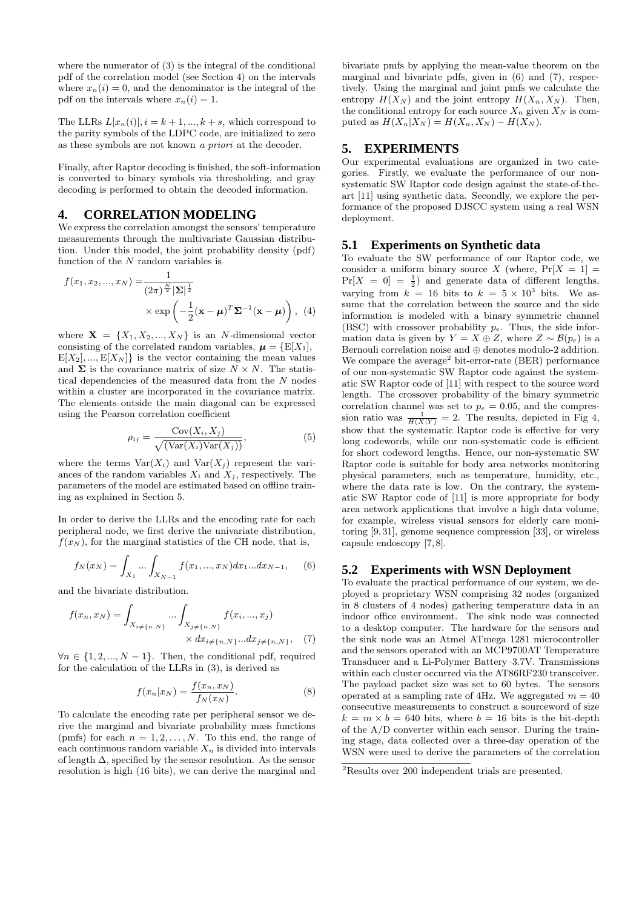where the numerator of (3) is the integral of the conditional pdf of the correlation model (see Section 4) on the intervals where $x_n(i) = 0$, and the denominator is the integral of the pdf on the intervals where $x_n(i) = 1$.

The LLRs $L[x_n(i)], i = k+1, ..., k+s$, which correspond to the parity symbols of the LDPC code, are initialized to zero as these symbols are not known *a priori* at the decoder.

Finally, after Raptor decoding is finished, the soft-information is converted to binary symbols via thresholding, and gray decoding is performed to obtain the decoded information.

## 4. CORRELATION MODELING

We express the correlation amongst the sensors' temperature measurements through the multivariate Gaussian distribution. Under this model, the joint probability density (pdf) function of the $N$ random variables is

$$f(x_1, x_2, ..., x_N) = \frac{1}{(2\pi)^{\frac{N}{2}} |\mathbf{\Sigma}|^{\frac{1}{2}}} \times \exp\left( -\frac{1}{2} (\mathbf{x} - \boldsymbol{\mu})^T \mathbf{\Sigma}^{-1} (\mathbf{x} - \boldsymbol{\mu}) \right), \quad (4)$$

where $\mathbf{X} = \{X_1, X_2, ..., X_N\}$ is an $N$-dimensional vector consisting of the correlated random variables, $\boldsymbol{\mu} = \{\mathrm{E}[X_1], \mathrm{E}[X_2], ..., \mathrm{E}[X_N]\}$ is the vector containing the mean values and $\mathbf{\Sigma}$ is the covariance matrix of size $N \times N$. The statistical dependencies of the measured data from the $N$ nodes within a cluster are incorporated in the covariance matrix. The elements outside the main diagonal can be expressed using the Pearson correlation coefficient

$$\rho_{ij} = \frac{\mathrm{Cov}(X_i, X_j)}{\sqrt{(\mathrm{Var}(X_i)\mathrm{Var}(X_j))}}, \quad (5)$$

where the terms $\mathrm{Var}(X_i)$ and $\mathrm{Var}(X_j)$ represent the variances of the random variables $X_i$ and $X_j$, respectively. The parameters of the model are estimated based on offline training as explained in Section 5.

In order to derive the LLRs and the encoding rate for each peripheral node, we first derive the univariate distribution, $f(x_N)$, for the marginal statistics of the CH node, that is,

$$f_N(x_N) = \int_{X_1} ... \int_{X_{N-1}} f(x_1, ..., x_N) dx_1 ... dx_{N-1}, \quad (6)$$

and the bivariate distribution.

$$f(x_n, x_N) = \int_{X_{i \neq \{n,N\}}} ... \int_{X_{j \neq \{n,N\}}} f(x_i, ..., x_j) \times dx_{i \neq \{n,N\}} ... dx_{j \neq \{n,N\}}, \quad (7)$$

$\forall n \in \{1, 2, ..., N-1\}$. Then, the conditional pdf, required for the calculation of the LLRs in (3), is derived as

$$f(x_n | x_N) = \frac{f(x_n, x_N)}{f_N(x_N)}. \quad (8)$$

To calculate the encoding rate per peripheral sensor we derive the marginal and bivariate probability mass functions (pmfs) for each $n = 1, 2, \ldots, N$. To this end, the range of each continuous random variable $X_n$ is divided into intervals of length $\Delta$, specified by the sensor resolution. As the sensor resolution is high (16 bits), we can derive the marginal and bivariate pmfs by applying the mean-value theorem on the marginal and bivariate pdfs, given in (6) and (7), respectively. Using the marginal and joint pmfs we calculate the entropy $H(X_N)$ and the joint entropy $H(X_n, X_N)$. Then, the conditional entropy for each source $X_n$ given $X_N$ is computed as $H(X_n|X_N) = H(X_n, X_N) - H(X_N)$.

## 5. EXPERIMENTS

Our experimental evaluations are organized in two categories. Firstly, we evaluate the performance of our non-systematic SW Raptor code design against the state-of-the-art [11] using synthetic data. Secondly, we explore the performance of the proposed DJSCC system using a real WSN deployment.

### 5.1 Experiments on Synthetic data

To evaluate the SW performance of our Raptor code, we consider a uniform binary source $X$ (where, $\Pr[X = 1] = \Pr[X = 0] = \frac{1}{2}$) and generate data of different lengths, varying from $k = 16$ bits to $k = 5 \times 10^3$ bits. We assume that the correlation between the source and the side information is modeled with a binary symmetric channel (BSC) with crossover probability $p_e$. Thus, the side information data is given by $Y = X \oplus Z$, where $Z \sim \mathcal{B}(p_e)$ is a Bernouli correlation noise and $\oplus$ denotes modulo-2 addition. We compare the average[2] bit-error-rate (BER) performance of our non-systematic SW Raptor code against the systematic SW Raptor code of [11] with respect to the source word length. The crossover probability of the binary symmetric correlation channel was set to $p_e = 0.05$, and the compression ratio was $\frac{1}{H(X|Y)} = 2$. The results, depicted in Fig 4, show that the systematic Raptor code is effective for very long codewords, while our non-systematic code is efficient for short codeword lengths. Hence, our non-systematic SW Raptor code is suitable for body area networks monitoring physical parameters, such as temperature, humidity, etc., where the data rate is low. On the contrary, the systematic SW Raptor code of [11] is more appropriate for body area network applications that involve a high data volume, for example, wireless visual sensors for elderly care monitoring [9,31], genome sequence compression [33], or wireless capsule endoscopy [7,8].

### 5.2 Experiments with WSN Deployment

To evaluate the practical performance of our system, we deployed a proprietary WSN comprising 32 nodes (organized in 8 clusters of 4 nodes) gathering temperature data in an indoor office environment. The sink node was connected to a desktop computer. The hardware for the sensors and the sink node was an Atmel ATmega 1281 microcontroller and the sensors operated with an MCP9700AT Temperature Transducer and a Li-Polymer Battery–3.7V. Transmissions within each cluster occurred via the AT86RF230 transceiver. The payload packet size was set to 60 bytes. The sensors operated at a sampling rate of 4Hz. We aggregated $m = 40$ consecutive measurements to construct a sourceword of size $k = m \times b = 640$ bits, where $b = 16$ bits is the bit-depth of the A/D converter within each sensor. During the training stage, data collected over a three-day operation of the WSN were used to derive the parameters of the correlation

[2] Results over 200 independent trials are presented.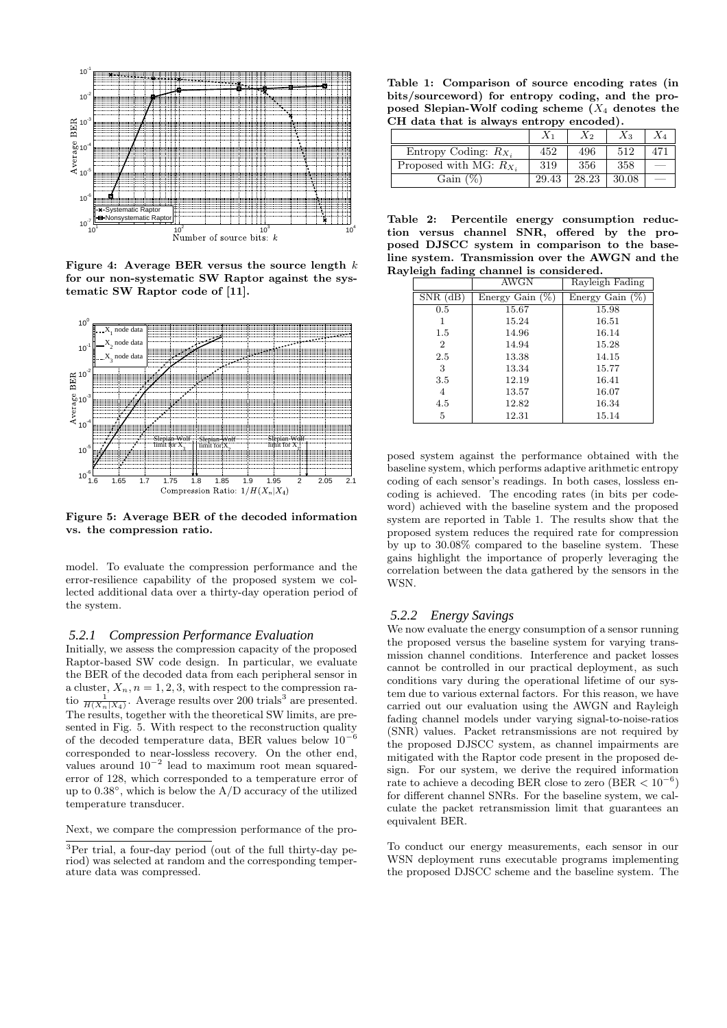Figure 4: Average BER versus the source length $k$ for our non-systematic SW Raptor against the systematic SW Raptor code of [11].

Figure 5: Average BER of the decoded information vs. the compression ratio.

model. To evaluate the compression performance and the error-resilience capability of the proposed system we collected additional data over a thirty-day operation period of the system.

### 5.2.1 Compression Performance Evaluation

Initially, we assess the compression capacity of the proposed Raptor-based SW code design. In particular, we evaluate the BER of the decoded data from each peripheral sensor in a cluster, $X_n, n = 1, 2, 3$, with respect to the compression ratio $\frac{1}{H(X_n|X_4)}$. Average results over 200 trials[3] are presented. The results, together with the theoretical SW limits, are presented in Fig. 5. With respect to the reconstruction quality of the decoded temperature data, BER values below $10^{-6}$ corresponded to near-lossless recovery. On the other end, values around $10^{-2}$ lead to maximum root mean squared-error of 128, which corresponded to a temperature error of up to $0.38°$, which is below the A/D accuracy of the utilized temperature transducer.

Next, we compare the compression performance of the proposed system against the performance obtained with the baseline system, which performs adaptive arithmetic entropy coding of each sensor's readings. In both cases, lossless encoding is achieved. The encoding rates (in bits per codeword) achieved with the baseline system and the proposed system are reported in Table 1. The results show that the proposed system reduces the required rate for compression by up to 30.08% compared to the baseline system. These gains highlight the importance of properly leveraging the correlation between the data gathered by the sensors in the WSN.

[3] Per trial, a four-day period (out of the full thirty-day period) was selected at random and the corresponding temperature data was compressed.

**Table 1: Comparison of source encoding rates (in bits/sourceword) for entropy coding, and the proposed Slepian-Wolf coding scheme ($X_4$ denotes the CH data that is always entropy encoded).**

| | $X_1$ | $X_2$ | $X_3$ | $X_4$ |
|---|---|---|---|---|
| Entropy Coding: $R_{X_i}$ | 452 | 496 | 512 | 471 |
| Proposed with MG: $R_{X_i}$ | 319 | 356 | 358 | — |
| Gain (%) | 29.43 | 28.23 | 30.08 | — |

**Table 2: Percentile energy consumption reduction versus channel SNR, offered by the proposed DJSCC system in comparison to the baseline system. Transmission over the AWGN and the Rayleigh fading channel is considered.**

| | AWGN | Rayleigh Fading |
|---|---|---|
| SNR (dB) | Energy Gain (%) | Energy Gain (%) |
| 0.5 | 15.67 | 15.98 |
| 1 | 15.24 | 16.51 |
| 1.5 | 14.96 | 16.14 |
| 2 | 14.94 | 15.28 |
| 2.5 | 13.38 | 14.15 |
| 3 | 13.34 | 15.77 |
| 3.5 | 12.19 | 16.41 |
| 4 | 13.57 | 16.07 |
| 4.5 | 12.82 | 16.34 |
| 5 | 12.31 | 15.14 |

### 5.2.2 Energy Savings

We now evaluate the energy consumption of a sensor running the proposed versus the baseline system for varying transmission channel conditions. Interference and packet losses cannot be controlled in our practical deployment, as such conditions vary during the operational lifetime of our system due to various external factors. For this reason, we have carried out our evaluation using the AWGN and Rayleigh fading channel models under varying signal-to-noise-ratios (SNR) values. Packet retransmissions are not required by the proposed DJSCC system, as channel impairments are mitigated with the Raptor code present in the proposed design. For our system, we derive the required information rate to achieve a decoding BER close to zero (BER $< 10^{-6}$) for different channel SNRs. For the baseline system, we calculate the packet retransmission limit that guarantees an equivalent BER.

To conduct our energy measurements, each sensor in our WSN deployment runs executable programs implementing the proposed DJSCC scheme and the baseline system. The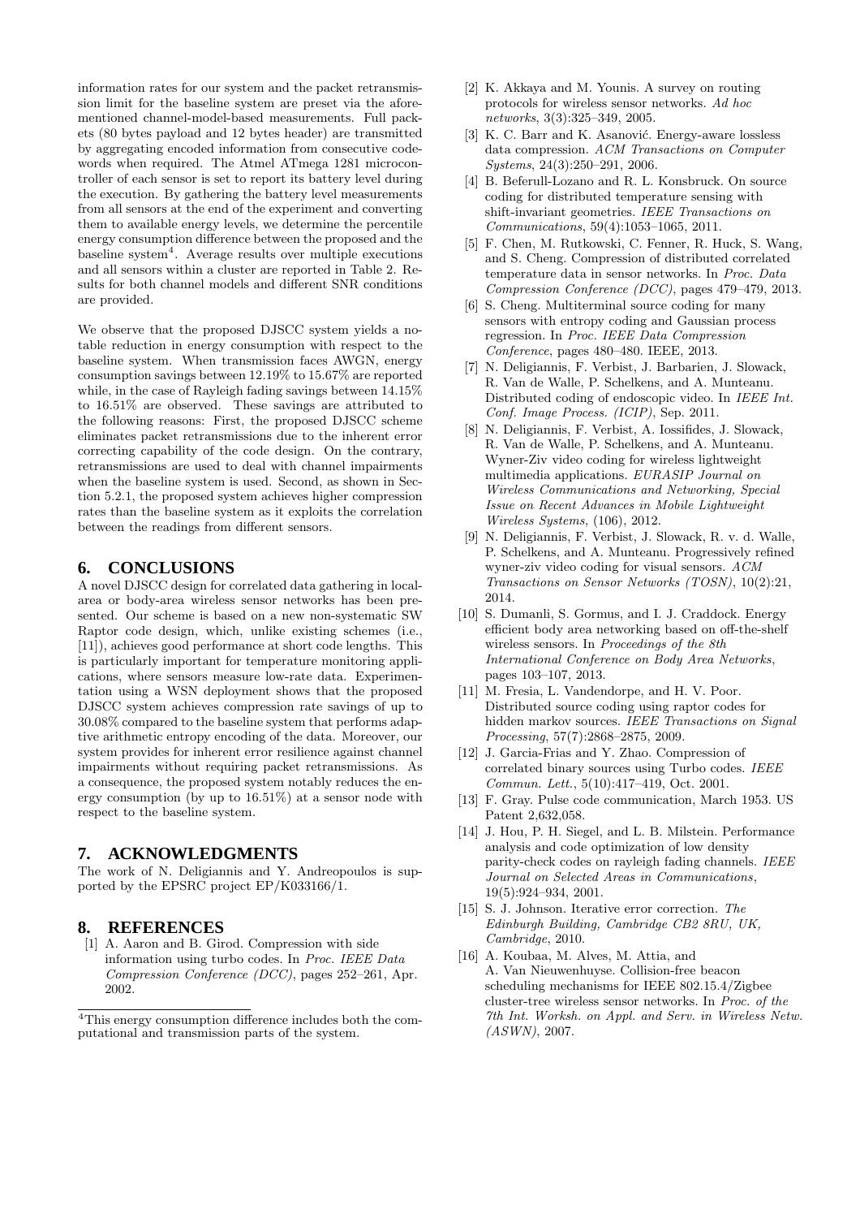information rates for our system and the packet retransmission limit for the baseline system are preset via the aforementioned channel-model-based measurements. Full packets (80 bytes payload and 12 bytes header) are transmitted by aggregating encoded information from consecutive codewords when required. The Atmel ATmega 1281 microcontroller of each sensor is set to report its battery level during the execution. By gathering the battery level measurements from all sensors at the end of the experiment and converting them to available energy levels, we determine the percentile energy consumption difference between the proposed and the baseline system[4]. Average results over multiple executions and all sensors within a cluster are reported in Table 2. Results for both channel models and different SNR conditions are provided.

We observe that the proposed DJSCC system yields a notable reduction in energy consumption with respect to the baseline system. When transmission faces AWGN, energy consumption savings between 12.19% to 15.67% are reported while, in the case of Rayleigh fading savings between 14.15% to 16.51% are observed. These savings are attributed to the following reasons: First, the proposed DJSCC scheme eliminates packet retransmissions due to the inherent error correcting capability of the code design. On the contrary, retransmissions are used to deal with channel impairments when the baseline system is used. Second, as shown in Section 5.2.1, the proposed system achieves higher compression rates than the baseline system as it exploits the correlation between the readings from different sensors.

## 6. CONCLUSIONS

A novel DJSCC design for correlated data gathering in local-area or body-area wireless sensor networks has been presented. Our scheme is based on a new non-systematic SW Raptor code design, which, unlike existing schemes (i.e., [11]), achieves good performance at short code lengths. This is particularly important for temperature monitoring applications, where sensors measure low-rate data. Experimentation using a WSN deployment shows that the proposed DJSCC system achieves compression rate savings of up to 30.08% compared to the baseline system that performs adaptive arithmetic entropy encoding of the data. Moreover, our system provides for inherent error resilience against channel impairments without requiring packet retransmissions. As a consequence, the proposed system notably reduces the energy consumption (by up to 16.51%) at a sensor node with respect to the baseline system.

## 7. ACKNOWLEDGMENTS

The work of N. Deligiannis and Y. Andreopoulos is supported by the EPSRC project EP/K033166/1.

## 8. REFERENCES

[1] A. Aaron and B. Girod. Compression with side information using turbo codes. In *Proc. IEEE Data Compression Conference (DCC)*, pages 252–261, Apr. 2002.

[2] K. Akkaya and M. Younis. A survey on routing protocols for wireless sensor networks. *Ad hoc networks*, 3(3):325–349, 2005.

[3] K. C. Barr and K. Asanović. Energy-aware lossless data compression. *ACM Transactions on Computer Systems*, 24(3):250–291, 2006.

[4] B. Beferull-Lozano and R. L. Konsbruck. On source coding for distributed temperature sensing with shift-invariant geometries. *IEEE Transactions on Communications*, 59(4):1053–1065, 2011.

[5] F. Chen, M. Rutkowski, C. Fenner, R. Huck, S. Wang, and S. Cheng. Compression of distributed correlated temperature data in sensor networks. In *Proc. Data Compression Conference (DCC)*, pages 479–479, 2013.

[6] S. Cheng. Multiterminal source coding for many sensors with entropy coding and Gaussian process regression. In *Proc. IEEE Data Compression Conference*, pages 480–480. IEEE, 2013.

[7] N. Deligiannis, F. Verbist, J. Barbarien, J. Slowack, R. Van de Walle, P. Schelkens, and A. Munteanu. Distributed coding of endoscopic video. In *IEEE Int. Conf. Image Process. (ICIP)*, Sep. 2011.

[8] N. Deligiannis, F. Verbist, A. Iossifides, J. Slowack, R. Van de Walle, P. Schelkens, and A. Munteanu. Wyner-Ziv video coding for wireless lightweight multimedia applications. *EURASIP Journal on Wireless Communications and Networking, Special Issue on Recent Advances in Mobile Lightweight Wireless Systems*, (106), 2012.

[9] N. Deligiannis, F. Verbist, J. Slowack, R. v. d. Walle, P. Schelkens, and A. Munteanu. Progressively refined wyner-ziv video coding for visual sensors. *ACM Transactions on Sensor Networks (TOSN)*, 10(2):21, 2014.

[10] S. Dumanli, S. Gormus, and I. J. Craddock. Energy efficient body area networking based on off-the-shelf wireless sensors. In *Proceedings of the 8th International Conference on Body Area Networks*, pages 103–107, 2013.

[11] M. Fresia, L. Vandendorpe, and H. V. Poor. Distributed source coding using raptor codes for hidden markov sources. *IEEE Transactions on Signal Processing*, 57(7):2868–2875, 2009.

[12] J. Garcia-Frias and Y. Zhao. Compression of correlated binary sources using Turbo codes. *IEEE Commun. Lett.*, 5(10):417–419, Oct. 2001.

[13] F. Gray. Pulse code communication, March 1953. US Patent 2,632,058.

[14] J. Hou, P. H. Siegel, and L. B. Milstein. Performance analysis and code optimization of low density parity-check codes on rayleigh fading channels. *IEEE Journal on Selected Areas in Communications*, 19(5):924–934, 2001.

[15] S. J. Johnson. Iterative error correction. *The Edinburgh Building, Cambridge CB2 8RU, UK, Cambridge*, 2010.

[16] A. Koubaa, M. Alves, M. Attia, and A. Van Nieuwenhuyse. Collision-free beacon scheduling mechanisms for IEEE 802.15.4/Zigbee cluster-tree wireless sensor networks. In *Proc. of the 7th Int. Worksh. on Appl. and Serv. in Wireless Netw. (ASWN)*, 2007.

[4]This energy consumption difference includes both the computational and transmission parts of the system.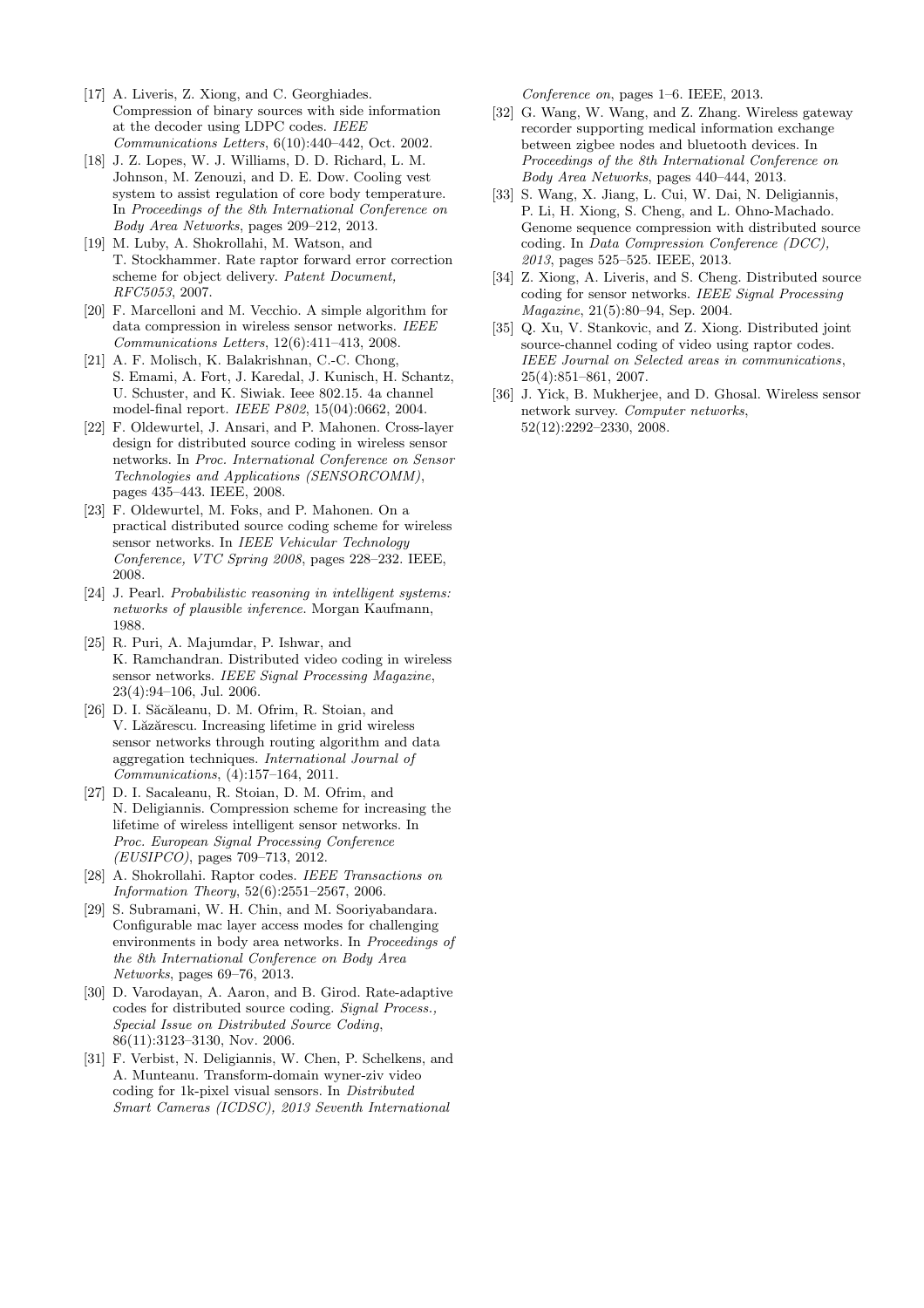[17] A. Liveris, Z. Xiong, and C. Georghiades. Compression of binary sources with side information at the decoder using LDPC codes. *IEEE Communications Letters*, 6(10):440–442, Oct. 2002.

[18] J. Z. Lopes, W. J. Williams, D. D. Richard, L. M. Johnson, M. Zenouzi, and D. E. Dow. Cooling vest system to assist regulation of core body temperature. In *Proceedings of the 8th International Conference on Body Area Networks*, pages 209–212, 2013.

[19] M. Luby, A. Shokrollahi, M. Watson, and T. Stockhammer. Rate raptor forward error correction scheme for object delivery. *Patent Document, RFC5053*, 2007.

[20] F. Marcelloni and M. Vecchio. A simple algorithm for data compression in wireless sensor networks. *IEEE Communications Letters*, 12(6):411–413, 2008.

[21] A. F. Molisch, K. Balakrishnan, C.-C. Chong, S. Emami, A. Fort, J. Karedal, J. Kunisch, H. Schantz, U. Schuster, and K. Siwiak. Ieee 802.15. 4a channel model-final report. *IEEE P802*, 15(04):0662, 2004.

[22] F. Oldewurtel, J. Ansari, and P. Mahonen. Cross-layer design for distributed source coding in wireless sensor networks. In *Proc. International Conference on Sensor Technologies and Applications (SENSORCOMM)*, pages 435–443. IEEE, 2008.

[23] F. Oldewurtel, M. Foks, and P. Mahonen. On a practical distributed source coding scheme for wireless sensor networks. In *IEEE Vehicular Technology Conference, VTC Spring 2008*, pages 228–232. IEEE, 2008.

[24] J. Pearl. *Probabilistic reasoning in intelligent systems: networks of plausible inference*. Morgan Kaufmann, 1988.

[25] R. Puri, A. Majumdar, P. Ishwar, and K. Ramchandran. Distributed video coding in wireless sensor networks. *IEEE Signal Processing Magazine*, 23(4):94–106, Jul. 2006.

[26] D. I. Săcăleanu, D. M. Ofrim, R. Stoian, and V. Lăzărescu. Increasing lifetime in grid wireless sensor networks through routing algorithm and data aggregation techniques. *International Journal of Communications*, (4):157–164, 2011.

[27] D. I. Sacaleanu, R. Stoian, D. M. Ofrim, and N. Deligiannis. Compression scheme for increasing the lifetime of wireless intelligent sensor networks. In *Proc. European Signal Processing Conference (EUSIPCO)*, pages 709–713, 2012.

[28] A. Shokrollahi. Raptor codes. *IEEE Transactions on Information Theory*, 52(6):2551–2567, 2006.

[29] S. Subramani, W. H. Chin, and M. Sooriyabandara. Configurable mac layer access modes for challenging environments in body area networks. In *Proceedings of the 8th International Conference on Body Area Networks*, pages 69–76, 2013.

[30] D. Varodayan, A. Aaron, and B. Girod. Rate-adaptive codes for distributed source coding. *Signal Process., Special Issue on Distributed Source Coding*, 86(11):3123–3130, Nov. 2006.

[31] F. Verbist, N. Deligiannis, W. Chen, P. Schelkens, and A. Munteanu. Transform-domain wyner-ziv video coding for 1k-pixel visual sensors. In *Distributed Smart Cameras (ICDSC), 2013 Seventh International Conference on*, pages 1–6. IEEE, 2013.

[32] G. Wang, W. Wang, and Z. Zhang. Wireless gateway recorder supporting medical information exchange between zigbee nodes and bluetooth devices. In *Proceedings of the 8th International Conference on Body Area Networks*, pages 440–444, 2013.

[33] S. Wang, X. Jiang, L. Cui, W. Dai, N. Deligiannis, P. Li, H. Xiong, S. Cheng, and L. Ohno-Machado. Genome sequence compression with distributed source coding. In *Data Compression Conference (DCC), 2013*, pages 525–525. IEEE, 2013.

[34] Z. Xiong, A. Liveris, and S. Cheng. Distributed source coding for sensor networks. *IEEE Signal Processing Magazine*, 21(5):80–94, Sep. 2004.

[35] Q. Xu, V. Stankovic, and Z. Xiong. Distributed joint source-channel coding of video using raptor codes. *IEEE Journal on Selected areas in communications*, 25(4):851–861, 2007.

[36] J. Yick, B. Mukherjee, and D. Ghosal. Wireless sensor network survey. *Computer networks*, 52(12):2292–2330, 2008.